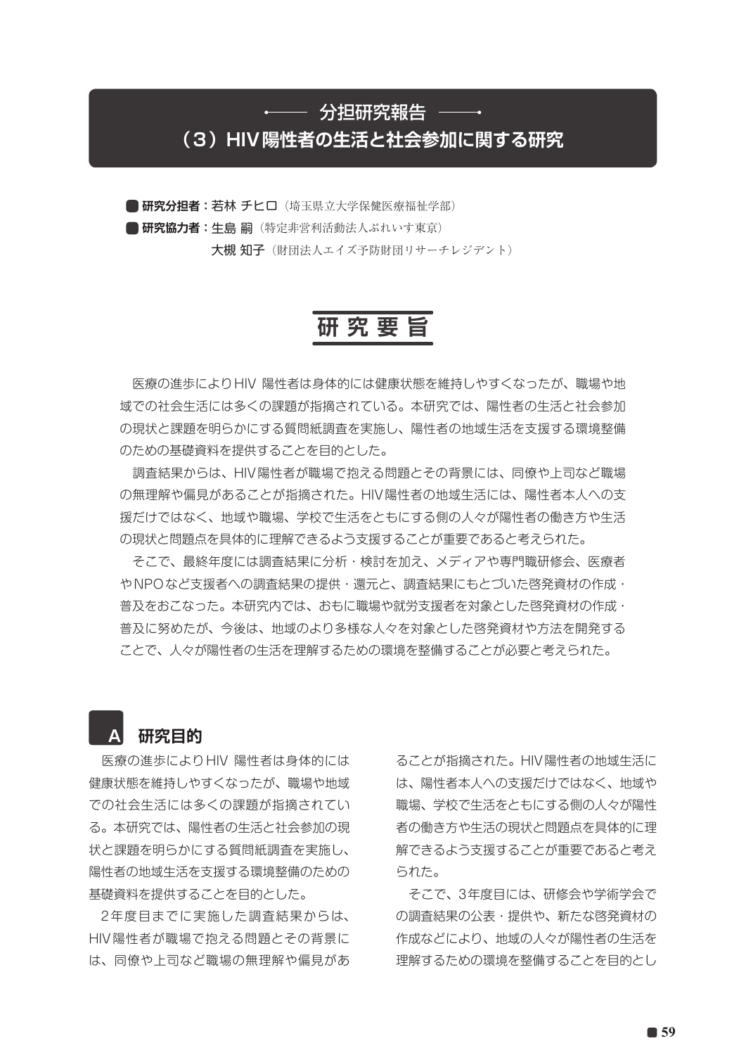# 分担研究報告

# （3）HIV陽性者の生活と社会参加に関する研究

**研究分担者：若林 チヒロ**（埼玉県立大学保健医療福祉学部）

**研究協力者：生島 嗣**（特定非営利活動法人ぷれいす東京）

**大槻 知子**（財団法人エイズ予防財団リサーチレジデント）

## 研究要旨

医療の進歩によりHIV 陽性者は身体的には健康状態を維持しやすくなったが、職場や地域での社会生活には多くの課題が指摘されている。本研究では、陽性者の生活と社会参加の現状と課題を明らかにする質問紙調査を実施し、陽性者の地域生活を支援する環境整備のための基礎資料を提供することを目的とした。

調査結果からは、HIV陽性者が職場で抱える問題とその背景には、同僚や上司など職場の無理解や偏見があることが指摘された。HIV陽性者の地域生活には、陽性者本人への支援だけではなく、地域や職場、学校で生活をともにする側の人々が陽性者の働き方や生活の現状と問題点を具体的に理解できるよう支援することが重要であると考えられた。

そこで、最終年度には調査結果に分析・検討を加え、メディアや専門職研修会、医療者やNPOなど支援者への調査結果の提供・還元と、調査結果にもとづいた啓発資材の作成・普及をおこなった。本研究内では、おもに職場や就労支援者を対象とした啓発資材の作成・普及に努めたが、今後は、地域のより多様な人々を対象とした啓発資材や方法を開発することで、人々が陽性者の生活を理解するための環境を整備することが必要と考えられた。

## A 研究目的

医療の進歩によりHIV 陽性者は身体的には健康状態を維持しやすくなったが、職場や地域での社会生活には多くの課題が指摘されている。本研究では、陽性者の生活と社会参加の現状と課題を明らかにする質問紙調査を実施し、陽性者の地域生活を支援する環境整備のための基礎資料を提供することを目的とした。

2年度目までに実施した調査結果からは、HIV陽性者が職場で抱える問題とその背景には、同僚や上司など職場の無理解や偏見があることが指摘された。HIV陽性者の地域生活には、陽性者本人への支援だけではなく、地域や職場、学校で生活をともにする側の人々が陽性者の働き方や生活の現状と問題点を具体的に理解できるよう支援することが重要であると考えられた。

そこで、3年度目には、研修会や学術学会での調査結果の公表・提供や、新たな啓発資材の作成などにより、地域の人々が陽性者の生活を理解するための環境を整備することを目的とし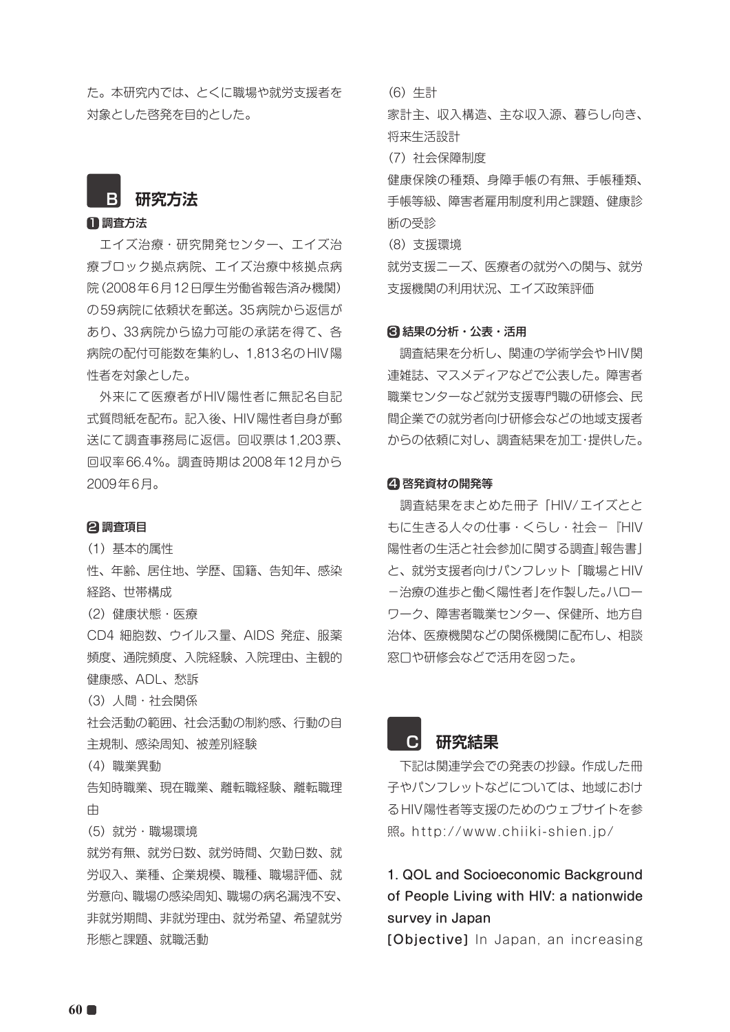た。本研究内では、とくに職場や就労支援者を対象とした啓発を目的とした。

## B 研究方法

### ❶ 調査方法

エイズ治療・研究開発センター、エイズ治療ブロック拠点病院、エイズ治療中核拠点病院（2008年6月12日厚生労働省報告済み機関）の59病院に依頼状を郵送。35病院から返信があり、33病院から協力可能の承諾を得て、各病院の配付可能数を集約し、1,813名のHIV陽性者を対象とした。

外来にて医療者がHIV陽性者に無記名自記式質問紙を配布。記入後、HIV陽性者自身が郵送にて調査事務局に返信。回収票は1,203票、回収率66.4%。調査時期は2008年12月から2009年6月。

### ❷ 調査項目

（1）基本的属性

性、年齢、居住地、学歴、国籍、告知年、感染経路、世帯構成

（2）健康状態・医療

CD4 細胞数、ウイルス量、AIDS 発症、服薬頻度、通院頻度、入院経験、入院理由、主観的健康感、ADL、愁訴

（3）人間・社会関係

社会活動の範囲、社会活動の制約感、行動の自主規制、感染周知、被差別経験

（4）職業異動

告知時職業、現在職業、離転職経験、離転職理由

（5）就労・職場環境

就労有無、就労日数、就労時間、欠勤日数、就労収入、業種、企業規模、職種、職場評価、就労意向、職場の感染周知、職場の病名漏洩不安、非就労期間、非就労理由、就労希望、希望就労形態と課題、就職活動

（6）生計

家計主、収入構造、主な収入源、暮らし向き、将来生活設計

（7）社会保障制度

健康保険の種類、身障手帳の有無、手帳種類、手帳等級、障害者雇用制度利用と課題、健康診断の受診

（8）支援環境

就労支援ニーズ、医療者の就労への関与、就労支援機関の利用状況、エイズ政策評価

### ❸ 結果の分析・公表・活用

調査結果を分析し、関連の学術学会やHIV関連雑誌、マスメディアなどで公表した。障害者職業センターなど就労支援専門職の研修会、民間企業での就労者向け研修会などの地域支援者からの依頼に対し、調査結果を加工･提供した。

### ❹ 啓発資材の開発等

調査結果をまとめた冊子「HIV/エイズとともに生きる人々の仕事・くらし・社会－『HIV陽性者の生活と社会参加に関する調査』報告書」と、就労支援者向けパンフレット「職場とHIV－治療の進歩と働く陽性者」を作製した。ハローワーク、障害者職業センター、保健所、地方自治体、医療機関などの関係機関に配布し、相談窓口や研修会などで活用を図った。

## C 研究結果

下記は関連学会での発表の抄録。作成した冊子やパンフレットなどについては、地域におけるHIV陽性者等支援のためのウェブサイトを参照。http://www.chiiki-shien.jp/

### 1. QOL and Socioeconomic Background of People Living with HIV: a nationwide survey in Japan

**[Objective]** In Japan, an increasing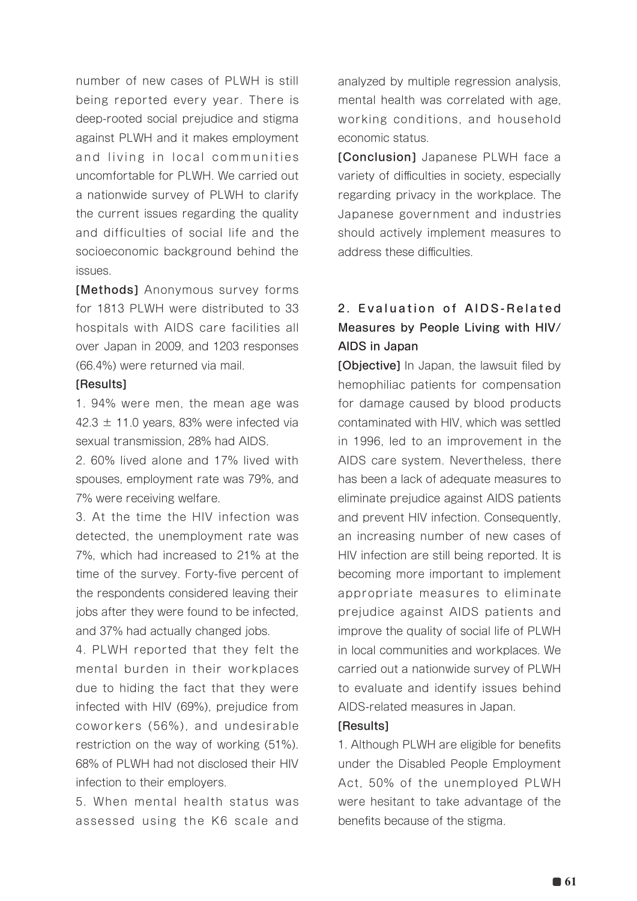number of new cases of PLWH is still being reported every year. There is deep-rooted social prejudice and stigma against PLWH and it makes employment and living in local communities uncomfortable for PLWH. We carried out a nationwide survey of PLWH to clarify the current issues regarding the quality and difficulties of social life and the socioeconomic background behind the issues.

**[Methods]** Anonymous survey forms for 1813 PLWH were distributed to 33 hospitals with AIDS care facilities all over Japan in 2009, and 1203 responses (66.4%) were returned via mail.

**[Results]**

1. 94% were men, the mean age was $42.3 \pm 11.0$ years, 83% were infected via sexual transmission, 28% had AIDS.
2. 60% lived alone and 17% lived with spouses, employment rate was 79%, and 7% were receiving welfare.
3. At the time the HIV infection was detected, the unemployment rate was 7%, which had increased to 21% at the time of the survey. Forty-five percent of the respondents considered leaving their jobs after they were found to be infected, and 37% had actually changed jobs.
4. PLWH reported that they felt the mental burden in their workplaces due to hiding the fact that they were infected with HIV (69%), prejudice from coworkers (56%), and undesirable restriction on the way of working (51%). 68% of PLWH had not disclosed their HIV infection to their employers.
5. When mental health status was assessed using the K6 scale and analyzed by multiple regression analysis, mental health was correlated with age, working conditions, and household economic status.

**[Conclusion]** Japanese PLWH face a variety of difficulties in society, especially regarding privacy in the workplace. The Japanese government and industries should actively implement measures to address these difficulties.

## 2. Evaluation of AIDS-Related Measures by People Living with HIV/AIDS in Japan

**[Objective]** In Japan, the lawsuit filed by hemophiliac patients for compensation for damage caused by blood products contaminated with HIV, which was settled in 1996, led to an improvement in the AIDS care system. Nevertheless, there has been a lack of adequate measures to eliminate prejudice against AIDS patients and prevent HIV infection. Consequently, an increasing number of new cases of HIV infection are still being reported. It is becoming more important to implement appropriate measures to eliminate prejudice against AIDS patients and improve the quality of social life of PLWH in local communities and workplaces. We carried out a nationwide survey of PLWH to evaluate and identify issues behind AIDS-related measures in Japan.

**[Results]**

1. Although PLWH are eligible for benefits under the Disabled People Employment Act, 50% of the unemployed PLWH were hesitant to take advantage of the benefits because of the stigma.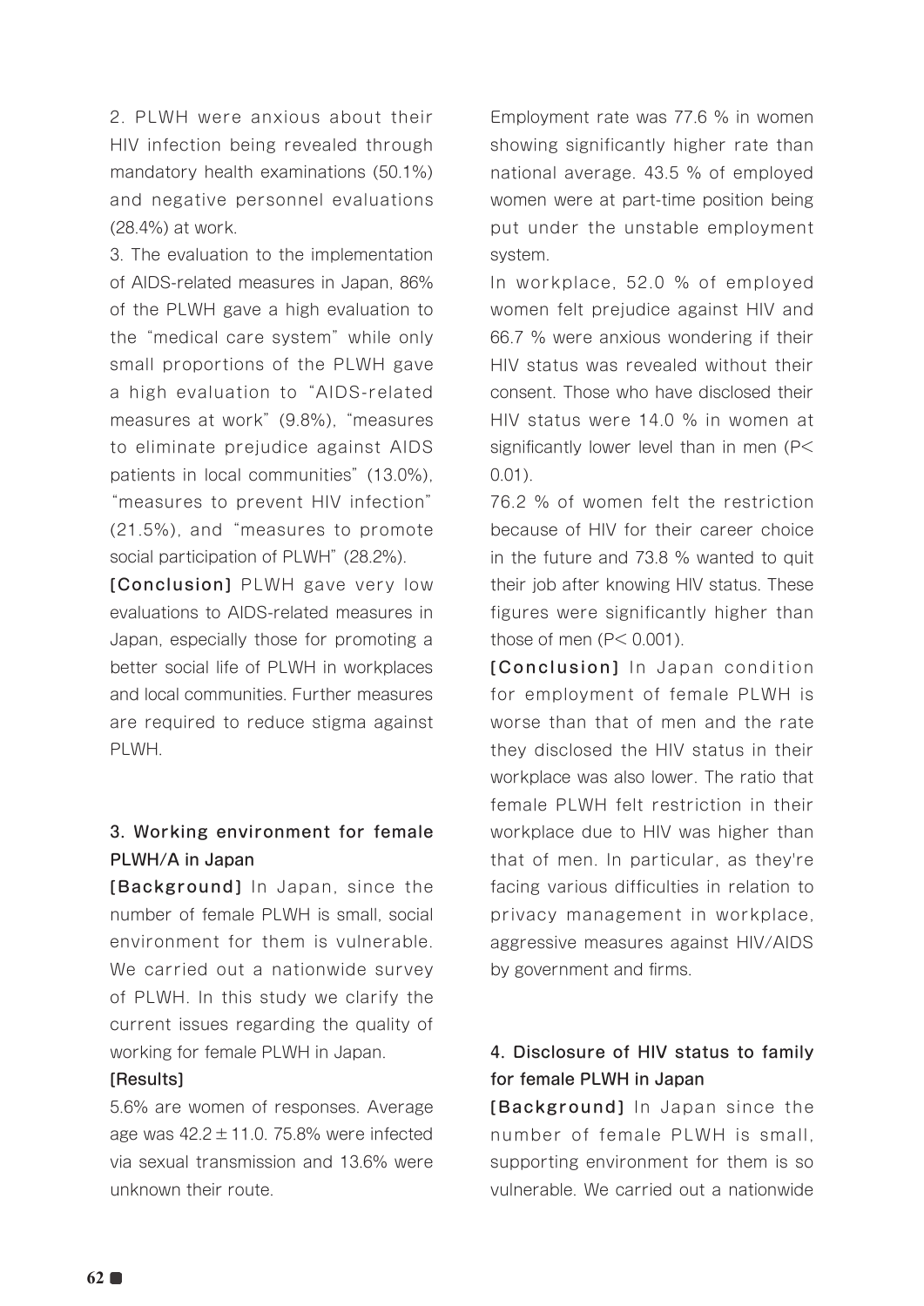2. PLWH were anxious about their HIV infection being revealed through mandatory health examinations (50.1%) and negative personnel evaluations (28.4%) at work.

3. The evaluation to the implementation of AIDS-related measures in Japan, 86% of the PLWH gave a high evaluation to the "medical care system" while only small proportions of the PLWH gave a high evaluation to "AIDS-related measures at work" (9.8%), "measures to eliminate prejudice against AIDS patients in local communities" (13.0%), "measures to prevent HIV infection" (21.5%), and "measures to promote social participation of PLWH" (28.2%).

**[Conclusion]** PLWH gave very low evaluations to AIDS-related measures in Japan, especially those for promoting a better social life of PLWH in workplaces and local communities. Further measures are required to reduce stigma against PLWH.

### 3. Working environment for female PLWH/A in Japan

**[Background]** In Japan, since the number of female PLWH is small, social environment for them is vulnerable. We carried out a nationwide survey of PLWH. In this study we clarify the current issues regarding the quality of working for female PLWH in Japan.

**[Results]**

5.6% are women of responses. Average age was $42.2 \pm 11.0$. 75.8% were infected via sexual transmission and 13.6% were unknown their route.

Employment rate was 77.6 % in women showing significantly higher rate than national average. 43.5 % of employed women were at part-time position being put under the unstable employment system.

In workplace, 52.0 % of employed women felt prejudice against HIV and 66.7 % were anxious wondering if their HIV status was revealed without their consent. Those who have disclosed their HIV status were 14.0 % in women at significantly lower level than in men ($P < 0.01$).

76.2 % of women felt the restriction because of HIV for their career choice in the future and 73.8 % wanted to quit their job after knowing HIV status. These figures were significantly higher than those of men ($P < 0.001$).

**[Conclusion]** In Japan condition for employment of female PLWH is worse than that of men and the rate they disclosed the HIV status in their workplace was also lower. The ratio that female PLWH felt restriction in their workplace due to HIV was higher than that of men. In particular, as they're facing various difficulties in relation to privacy management in workplace, aggressive measures against HIV/AIDS by government and firms.

### 4. Disclosure of HIV status to family for female PLWH in Japan

**[Background]** In Japan since the number of female PLWH is small, supporting environment for them is so vulnerable. We carried out a nationwide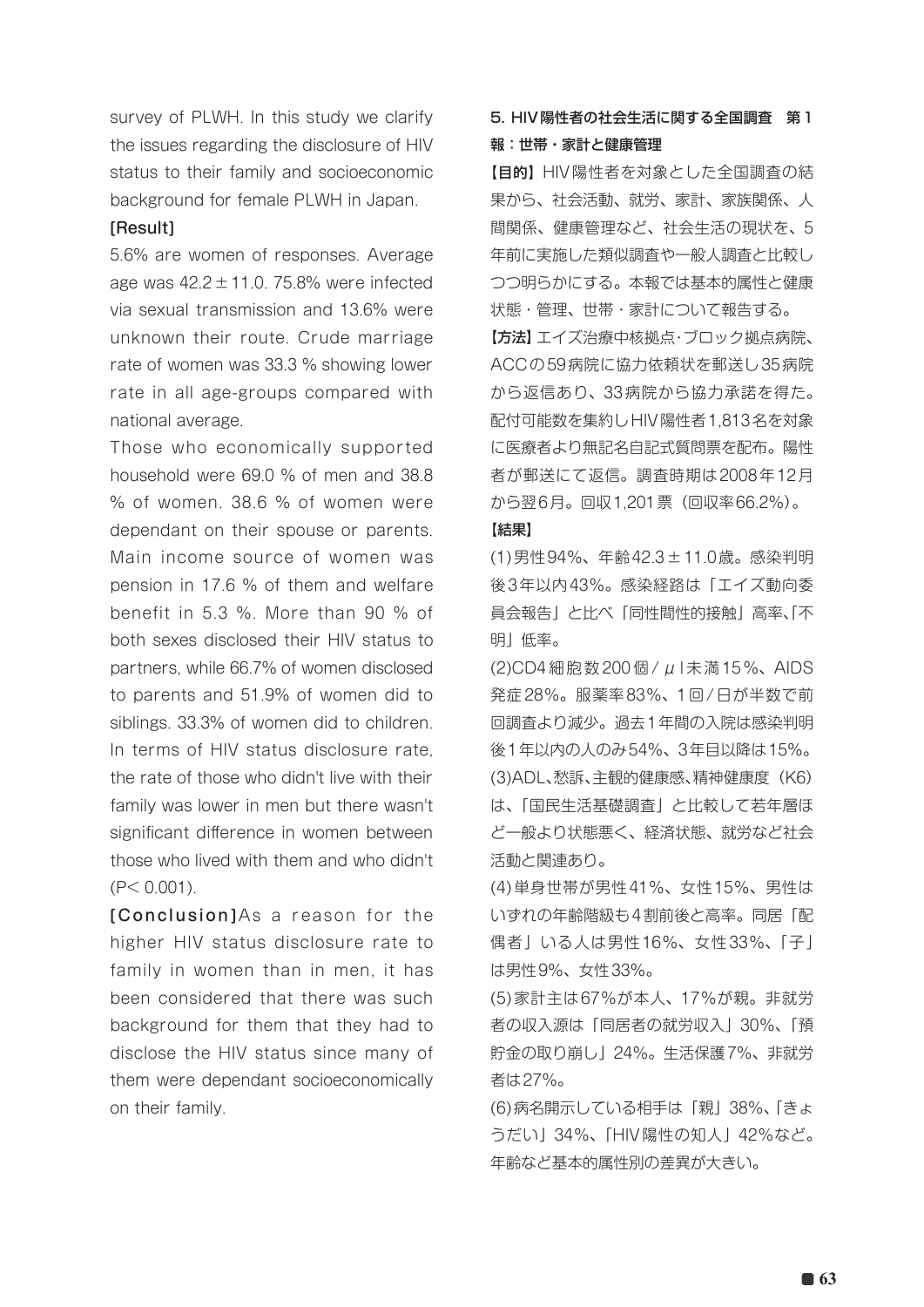survey of PLWH. In this study we clarify the issues regarding the disclosure of HIV status to their family and socioeconomic background for female PLWH in Japan.

[Result]

5.6% are women of responses. Average age was 42.2±11.0. 75.8% were infected via sexual transmission and 13.6% were unknown their route. Crude marriage rate of women was 33.3 % showing lower rate in all age-groups compared with national average.

Those who economically supported household were 69.0 % of men and 38.8 % of women. 38.6 % of women were dependant on their spouse or parents. Main income source of women was pension in 17.6 % of them and welfare benefit in 5.3 %. More than 90 % of both sexes disclosed their HIV status to partners, while 66.7% of women disclosed to parents and 51.9% of women did to siblings. 33.3% of women did to children. In terms of HIV status disclosure rate, the rate of those who didn't live with their family was lower in men but there wasn't significant difference in women between those who lived with them and who didn't ($P < 0.001$).

**[Conclusion]** As a reason for the higher HIV status disclosure rate to family in women than in men, it has been considered that there was such background for them that they had to disclose the HIV status since many of them were dependant socioeconomically on their family.

## 5. HIV陽性者の社会生活に関する全国調査　第1報：世帯・家計と健康管理

**【目的】** HIV陽性者を対象とした全国調査の結果から、社会活動、就労、家計、家族関係、人間関係、健康管理など、社会生活の現状を、5年前に実施した類似調査や一般人調査と比較しつつ明らかにする。本報では基本的属性と健康状態・管理、世帯・家計について報告する。

**【方法】** エイズ治療中核拠点・ブロック拠点病院、ACCの59病院に協力依頼状を郵送し35病院から返信あり、33病院から協力承諾を得た。配付可能数を集約しHIV陽性者1,813名を対象に医療者より無記名自記式質問票を配布。陽性者が郵送にて返信。調査時期は2008年12月から翌6月。回収1,201票（回収率66.2%）。

**【結果】**

(1)男性94%、年齢42.3±11.0歳。感染判明後3年以内43%。感染経路は「エイズ動向委員会報告」と比べ「同性間性的接触」高率、「不明」低率。

(2)CD4細胞数200個/μl未満15%、AIDS発症28%。服薬率83%、1回/日が半数で前回調査より減少。過去1年間の入院は感染判明後1年以内の人のみ54%、3年目以降は15%。

(3)ADL、愁訴、主観的健康感、精神健康度（K6）は、「国民生活基礎調査」と比較して若年層ほど一般より状態悪く、経済状態、就労など社会活動と関連あり。

(4)単身世帯が男性41%、女性15%、男性はいずれの年齢階級も4割前後と高率。同居「配偶者」いる人は男性16%、女性33%、「子」は男性9%、女性33%。

(5)家計主は67%が本人、17%が親。非就労者の収入源は「同居者の就労収入」30%、「預貯金の取り崩し」24%。生活保護7%、非就労者は27%。

(6)病名開示している相手は「親」38%、「きょうだい」34%、「HIV陽性の知人」42%など。年齢など基本的属性別の差異が大きい。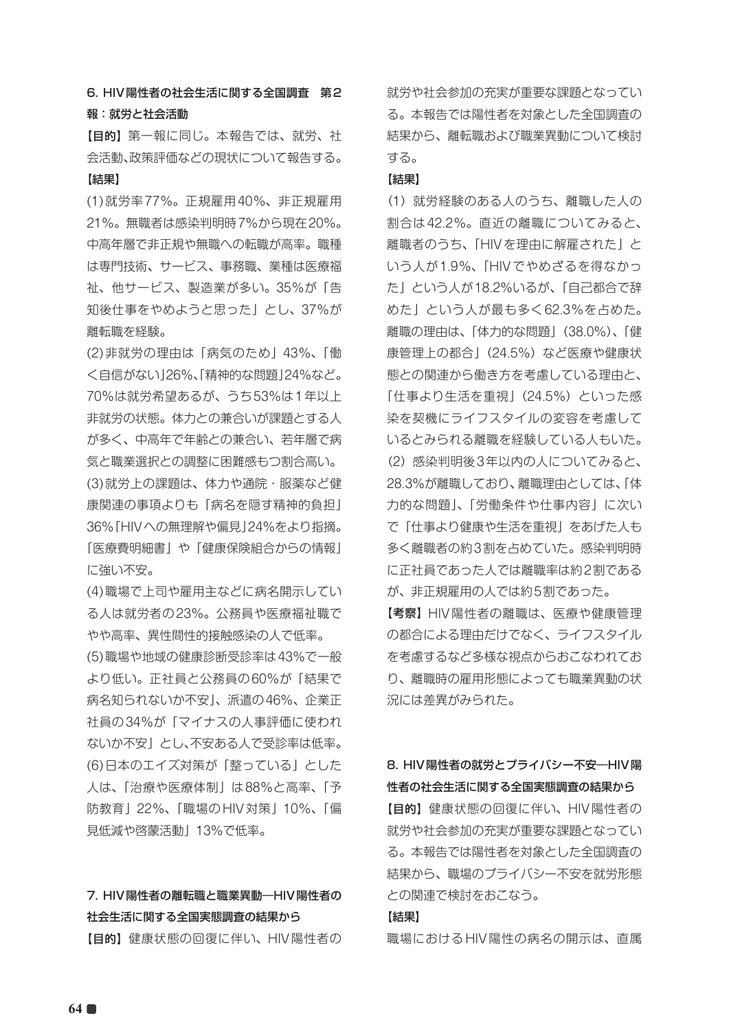### 6. HIV陽性者の社会生活に関する全国調査　第2報：就労と社会活動

**【目的】**第一報に同じ。本報告では、就労、社会活動、政策評価などの現状について報告する。

**【結果】**

(1)就労率77%。正規雇用40%、非正規雇用21%。無職者は感染判明時7%から現在20%。中高年層で非正規や無職への転職が高率。職種は専門技術、サービス、事務職、業種は医療福祉、他サービス、製造業が多い。35%が「告知後仕事をやめようと思った」とし、37%が離転職を経験。

(2)非就労の理由は「病気のため」43%、「働く自信がない」26%、「精神的な問題」24%など。70%は就労希望あるが、うち53%は1年以上非就労の状態。体力との兼合いが課題とする人が多く、中高年で年齢との兼合い、若年層で病気と職業選択との調整に困難感もつ割合高い。

(3)就労上の課題は、体力や通院・服薬など健康関連の事項よりも「病名を隠す精神的負担」36%「HIVへの無理解や偏見」24%をより指摘。「医療費明細書」や「健康保険組合からの情報」に強い不安。

(4)職場で上司や雇用主などに病名開示している人は就労者の23%。公務員や医療福祉職でやや高率、異性間性的接触感染の人で低率。

(5)職場や地域の健康診断受診率は43%で一般より低い。正社員と公務員の60%が「結果で病名知られないか不安」、派遣の46%、企業正社員の34%が「マイナスの人事評価に使われないか不安」とし、不安ある人で受診率は低率。

(6)日本のエイズ対策が「整っている」とした人は、「治療や医療体制」は88%と高率、「予防教育」22%、「職場のHIV対策」10%、「偏見低減や啓蒙活動」13%で低率。

### 7. HIV陽性者の離転職と職業異動―HIV陽性者の社会生活に関する全国実態調査の結果から

**【目的】**健康状態の回復に伴い、HIV陽性者の就労や社会参加の充実が重要な課題となっている。本報告では陽性者を対象とした全国調査の結果から、離転職および職業異動について検討する。

**【結果】**

（1）就労経験のある人のうち、離職した人の割合は42.2%。直近の離職についてみると、離職者のうち、「HIVを理由に解雇された」という人が1.9%、「HIVでやめざるを得なかった」という人が18.2%いるが、「自己都合で辞めた」という人が最も多く62.3%を占めた。離職の理由は、「体力的な問題」（38.0%）、「健康管理上の都合」（24.5%）など医療や健康状態との関連から働き方を考慮している理由と、「仕事より生活を重視」（24.5%）といった感染を契機にライフスタイルの変容を考慮しているとみられる離職を経験している人もいた。

（2）感染判明後3年以内の人についてみると、28.3%が離職しており、離職理由としては、「体力的な問題」、「労働条件や仕事内容」に次いで「仕事より健康や生活を重視」をあげた人も多く離職者の約3割を占めていた。感染判明時に正社員であった人では離職率は約2割であるが、非正規雇用の人では約5割であった。

**【考察】**HIV陽性者の離職は、医療や健康管理の都合による理由だけでなく、ライフスタイルを考慮するなど多様な視点からおこなわれており、離職時の雇用形態によっても職業異動の状況には差異がみられた。

### 8. HIV陽性者の就労とプライバシー不安―HIV陽性者の社会生活に関する全国実態調査の結果から

**【目的】**健康状態の回復に伴い、HIV陽性者の就労や社会参加の充実が重要な課題となっている。本報告では陽性者を対象とした全国調査の結果から、職場のプライバシー不安を就労形態との関連で検討をおこなう。

**【結果】**

職場におけるHIV陽性の病名の開示は、直属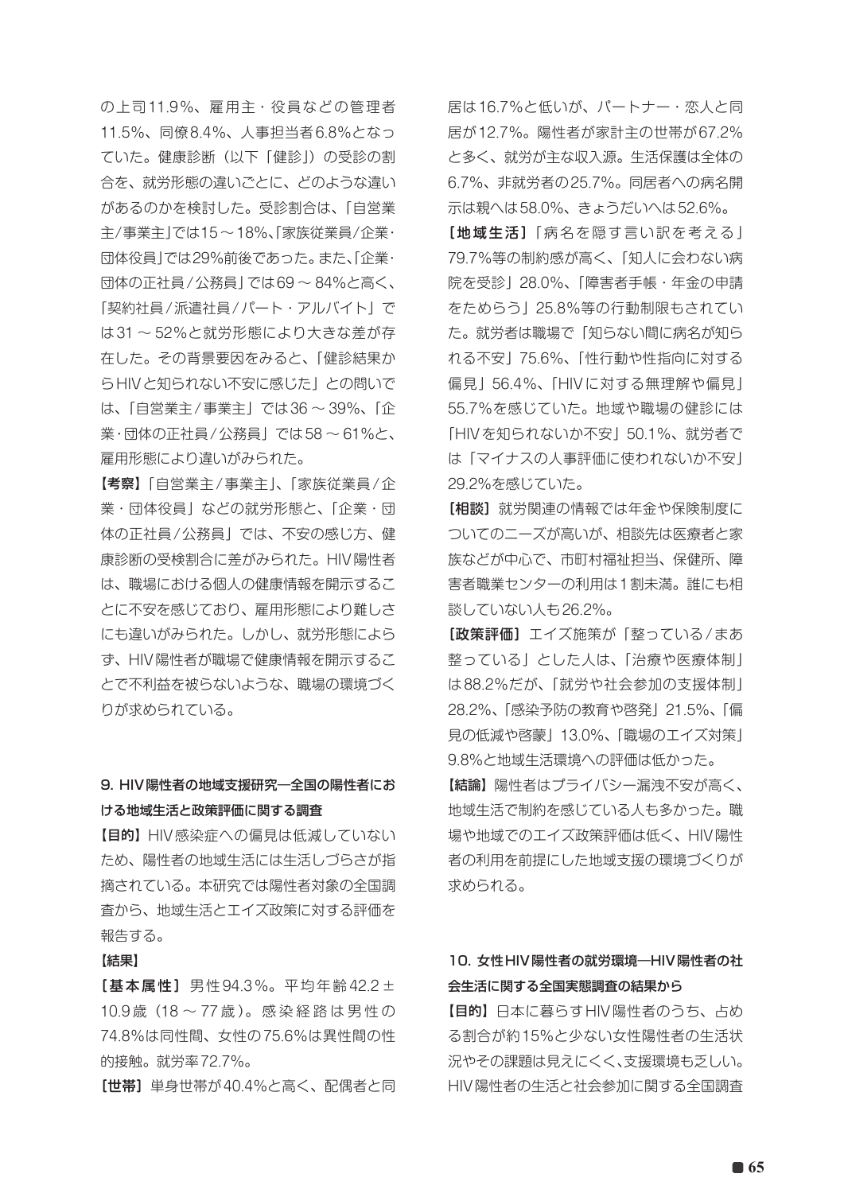の上司11.9%、雇用主・役員などの管理者11.5%、同僚8.4%、人事担当者6.8%となっていた。健康診断（以下「健診」）の受診の割合を、就労形態の違いごとに、どのような違いがあるのかを検討した。受診割合は、「自営業主/事業主」では15～18%、「家族従業員/企業・団体役員」では29%前後であった。また、「企業・団体の正社員/公務員」では69～84%と高く、「契約社員/派遣社員/パート・アルバイト」では31～52%と就労形態により大きな差が存在した。その背景要因をみると、「健診結果からHIVと知られない不安に感じた」との問いでは、「自営業主/事業主」では36～39%、「企業・団体の正社員/公務員」では58～61%と、雇用形態により違いがみられた。

**【考察】**「自営業主/事業主」、「家族従業員/企業・団体役員」などの就労形態と、「企業・団体の正社員/公務員」では、不安の感じ方、健康診断の受検割合に差がみられた。HIV陽性者は、職場における個人の健康情報を開示することに不安を感じており、雇用形態により難しさにも違いがみられた。しかし、就労形態によらず、HIV陽性者が職場で健康情報を開示することで不利益を被らないような、職場の環境づくりが求められている。

### 9. HIV陽性者の地域支援研究―全国の陽性者における地域生活と政策評価に関する調査

**【目的】**HIV感染症への偏見は低減していないため、陽性者の地域生活には生活しづらさが指摘されている。本研究では陽性者対象の全国調査から、地域生活とエイズ政策に対する評価を報告する。

**【結果】**

**［基本属性］**男性94.3%。平均年齢42.2±10.9歳（18～77歳）。感染経路は男性の74.8%は同性間、女性の75.6%は異性間の性的接触。就労率72.7%。

**［世帯］**単身世帯が40.4%と高く、配偶者と同居は16.7%と低いが、パートナー・恋人と同居が12.7%。陽性者が家計主の世帯が67.2%と多く、就労が主な収入源。生活保護は全体の6.7%、非就労者の25.7%。同居者への病名開示は親へは58.0%、きょうだいへは52.6%。

**［地域生活］**「病名を隠す言い訳を考える」79.7%等の制約感が高く、「知人に会わない病院を受診」28.0%、「障害者手帳・年金の申請をためらう」25.8%等の行動制限もされていた。就労者は職場で「知らない間に病名が知られる不安」75.6%、「性行動や性指向に対する偏見」56.4%、「HIVに対する無理解や偏見」55.7%を感じていた。地域や職場の健診には「HIVを知られないか不安」50.1%、就労者では「マイナスの人事評価に使われないか不安」29.2%を感じていた。

**［相談］**就労関連の情報では年金や保険制度についてのニーズが高いが、相談先は医療者と家族などが中心で、市町村福祉担当、保健所、障害者職業センターの利用は1割未満。誰にも相談していない人も26.2%。

**［政策評価］**エイズ施策が「整っている/まあ整っている」とした人は、「治療や医療体制」は88.2%だが、「就労や社会参加の支援体制」28.2%、「感染予防の教育や啓発」21.5%、「偏見の低減や啓蒙」13.0%、「職場のエイズ対策」9.8%と地域生活環境への評価は低かった。

**【結論】**陽性者はプライバシー漏洩不安が高く、地域生活で制約を感じている人も多かった。職場や地域でのエイズ政策評価は低く、HIV陽性者の利用を前提にした地域支援の環境づくりが求められる。

### 10. 女性HIV陽性者の就労環境―HIV陽性者の社会生活に関する全国実態調査の結果から

**【目的】**日本に暮らすHIV陽性者のうち、占める割合が約15%と少ない女性陽性者の生活状況やその課題は見えにくく、支援環境も乏しい。HIV陽性者の生活と社会参加に関する全国調査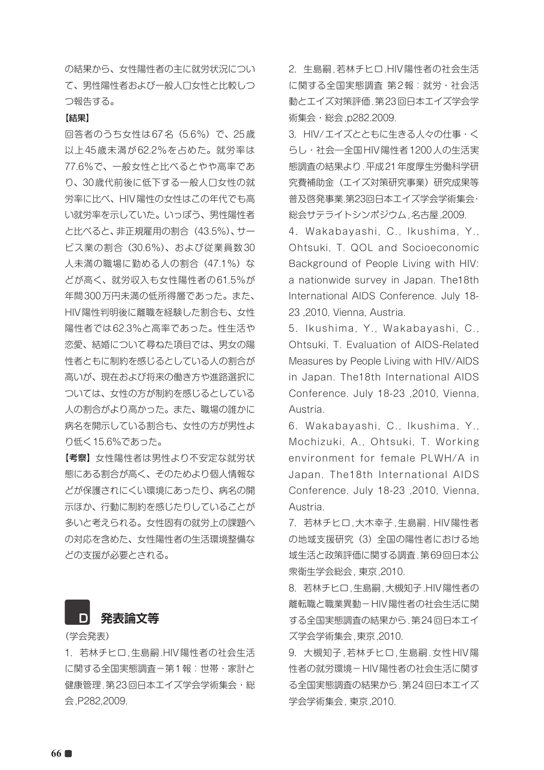の結果から、女性陽性者の主に就労状況について、男性陽性者および一般人口女性と比較しつつ報告する。

**【結果】**

回答者のうち女性は67名（5.6%）で、25歳以上45歳未満が62.2%を占めた。就労率は77.6%で、一般女性と比べるとやや高率であり、30歳代前後に低下する一般人口女性の就労率に比べ、HIV陽性の女性はこの年代でも高い就労率を示していた。いっぽう、男性陽性者と比べると、非正規雇用の割合（43.5%）、サービス業の割合（30.6%）、および従業員数30人未満の職場に勤める人の割合（47.1%）などが高く、就労収入も女性陽性者の61.5%が年間300万円未満の低所得層であった。また、HIV陽性判明後に離職を経験した割合も、女性陽性者では62.3%と高率であった。性生活や恋愛、結婚について尋ねた項目では、男女の陽性者ともに制約を感じるとしている人の割合が高いが、現在および将来の働き方や進路選択については、女性の方が制約を感じるとしている人の割合がより高かった。また、職場の誰かに病名を開示している割合も、女性の方が男性より低く15.6%であった。

**【考察】** 女性陽性者は男性より不安定な就労状態にある割合が高く、そのためより個人情報などが保護されにくい環境にあったり、病名の開示ほか、行動に制約を感じたりしていることが多いと考えられる。女性固有の就労上の課題への対応を含めた、女性陽性者の生活環境整備などの支援が必要とされる。

## D 発表論文等

（学会発表）

1. 若林チヒロ,生島嗣.HIV陽性者の社会生活に関する全国実態調査－第1報：世帯・家計と健康管理.第23回日本エイズ学会学術集会・総会,P282,2009.

2. 生島嗣,若林チヒロ.HIV陽性者の社会生活に関する全国実態調査 第2報：就労・社会活動とエイズ対策評価.第23回日本エイズ学会学術集会・総会,p282.2009.

3. HIV/エイズとともに生きる人々の仕事・くらし・社会―全国HIV陽性者1200人の生活実態調査の結果より.平成21年度厚生労働科学研究費補助金（エイズ対策研究事業）研究成果等普及啓発事業.第23回日本エイズ学会学術集会・総会サテライトシンポジウム,名古屋,2009.

4. Wakabayashi, C., Ikushima, Y., Ohtsuki, T. QOL and Socioeconomic Background of People Living with HIV: a nationwide survey in Japan. The18th International AIDS Conference. July 18-23 ,2010, Vienna, Austria.

5. Ikushima, Y., Wakabayashi, C., Ohtsuki, T. Evaluation of AIDS-Related Measures by People Living with HIV/AIDS in Japan. The18th International AIDS Conference. July 18-23 ,2010, Vienna, Austria.

6. Wakabayashi, C., Ikushima, Y., Mochizuki, A., Ohtsuki, T. Working environment for female PLWH/A in Japan. The18th International AIDS Conference. July 18-23 ,2010, Vienna, Austria.

7. 若林チヒロ,大木幸子,生島嗣. HIV陽性者の地域支援研究（3）全国の陽性者における地域生活と政策評価に関する調査.第69回日本公衆衛生学会総会, 東京,2010.

8. 若林チヒロ,生島嗣,大槻知子.HIV陽性者の離転職と職業異動－HIV陽性者の社会生活に関する全国実態調査の結果から.第24回日本エイズ学会学術集会,東京,2010.

9. 大槻知子,若林チヒロ,生島嗣.女性HIV陽性者の就労環境－HIV陽性者の社会生活に関する全国実態調査の結果から.第24回日本エイズ学会学術集会, 東京,2010.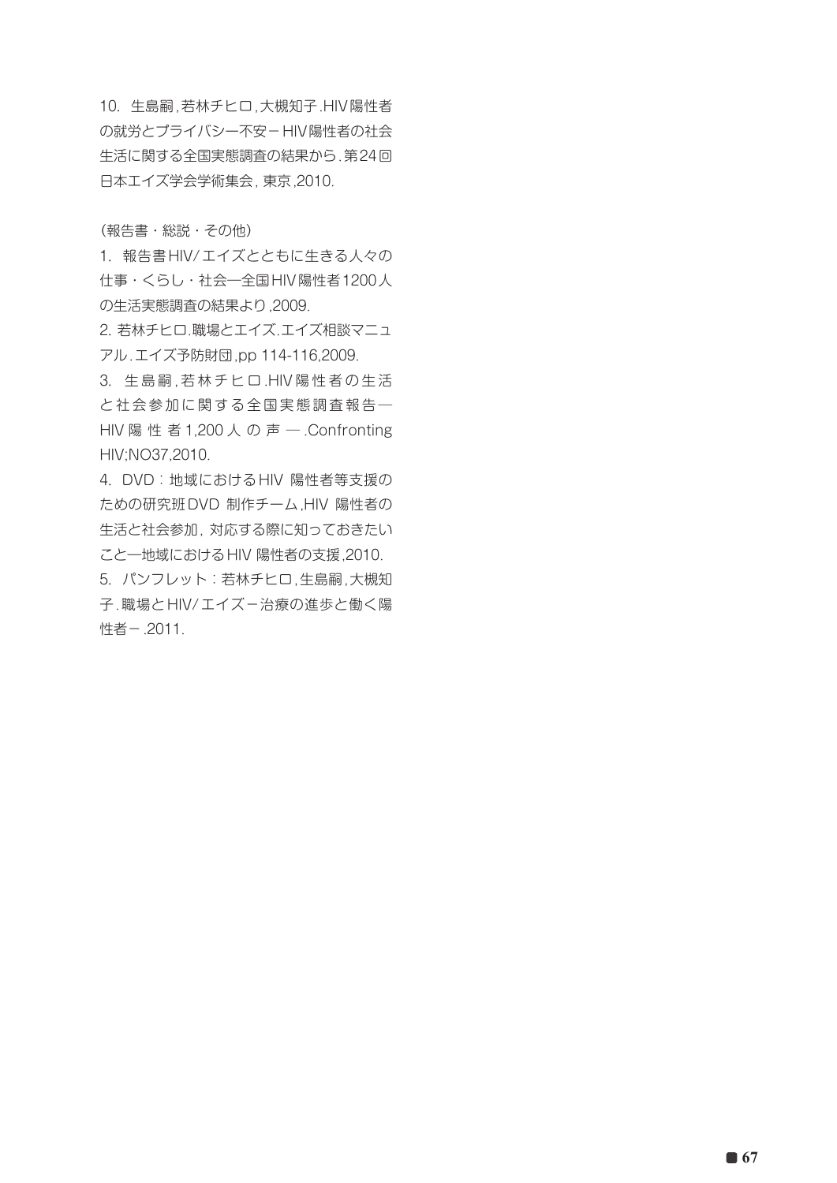10. 生島嗣,若林チヒロ,大槻知子.HIV陽性者の就労とプライバシー不安－HIV陽性者の社会生活に関する全国実態調査の結果から.第24回日本エイズ学会学術集会, 東京,2010.

（報告書・総説・その他）

1. 報告書HIV/エイズとともに生きる人々の仕事・くらし・社会—全国HIV陽性者1200人の生活実態調査の結果より,2009.

2. 若林チヒロ.職場とエイズ.エイズ相談マニュアル.エイズ予防財団,pp 114-116,2009.

3. 生島嗣,若林チヒロ.HIV陽性者の生活と社会参加に関する全国実態調査報告—HIV陽性者1,200人の声—.Confronting HIV;NO37,2010.

4. DVD：地域におけるHIV 陽性者等支援のための研究班DVD 制作チーム,HIV 陽性者の生活と社会参加, 対応する際に知っておきたいこと—地域におけるHIV 陽性者の支援,2010.

5. パンフレット：若林チヒロ,生島嗣,大槻知子.職場とHIV/エイズ－治療の進歩と働く陽性者－.2011.